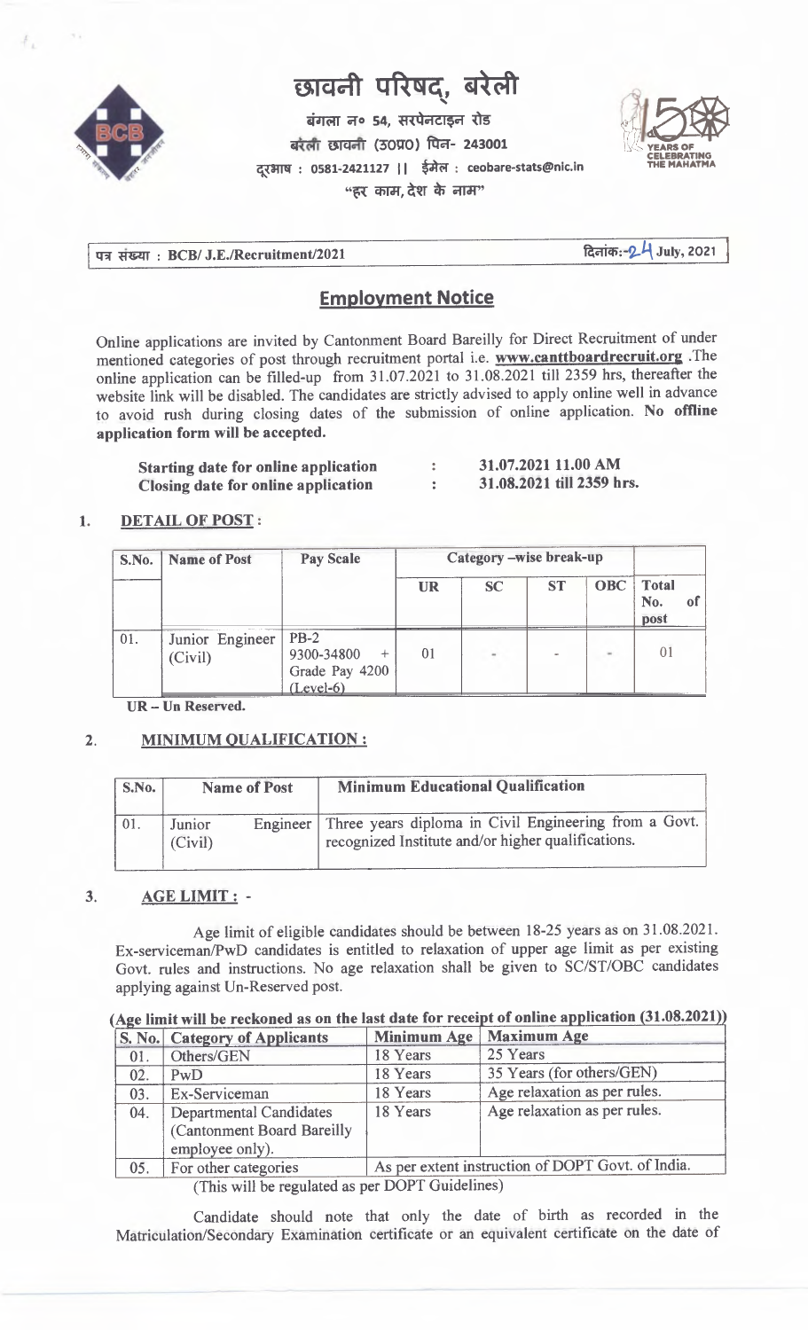# छावनी परिषद्, बरेली

बंगला न० 54, सरपेनटाइन रोड
बरेली छावनी (उ0प्र0) पिन- 243001
दूरभाष : 0581-2421127 || ईमेल : ceobare-stats@nic.in
"हर काम, देश के नाम"

पत्र संख्या : BCB/ J.E./Recruitment/2021 | दिनांक:-24 July, 2021

## Employment Notice

Online applications are invited by Cantonment Board Bareilly for Direct Recruitment of under mentioned categories of post through recruitment portal i.e. **www.canttboardrecruit.org** .The online application can be filled-up from 31.07.2021 to 31.08.2021 till 2359 hrs, thereafter the website link will be disabled. The candidates are strictly advised to apply online well in advance to avoid rush during closing dates of the submission of online application. **No offline application form will be accepted.**

**Starting date for online application** : **31.07.2021 11.00 AM**
**Closing date for online application** : **31.08.2021 till 2359 hrs.**

### 1. DETAIL OF POST :

| S.No. | Name of Post | Pay Scale | Category –wise break-up | | | | |
|---|---|---|---|---|---|---|---|
| | | | UR | SC | ST | OBC | Total No. of post |
| 01. | Junior Engineer (Civil) | PB-2 9300-34800 + Grade Pay 4200 (Level-6) | 01 | - | - | - | 01 |

UR – Un Reserved.

### 2. MINIMUM QUALIFICATION :

| S.No. | Name of Post | Minimum Educational Qualification |
|---|---|---|
| 01. | Junior Engineer (Civil) | Three years diploma in Civil Engineering from a Govt. recognized Institute and/or higher qualifications. |

### 3. AGE LIMIT : -

Age limit of eligible candidates should be between 18-25 years as on 31.08.2021. Ex-serviceman/PwD candidates is entitled to relaxation of upper age limit as per existing Govt. rules and instructions. No age relaxation shall be given to SC/ST/OBC candidates applying against Un-Reserved post.

**(Age limit will be reckoned as on the last date for receipt of online application (31.08.2021))**

| S. No. | Category of Applicants | Minimum Age | Maximum Age |
|---|---|---|---|
| 01. | Others/GEN | 18 Years | 25 Years |
| 02. | PwD | 18 Years | 35 Years (for others/GEN) |
| 03. | Ex-Serviceman | 18 Years | Age relaxation as per rules. |
| 04. | Departmental Candidates (Cantonment Board Bareilly employee only). | 18 Years | Age relaxation as per rules. |
| 05. | For other categories | As per extent instruction of DOPT Govt. of India. | |

(This will be regulated as per DOPT Guidelines)

Candidate should note that only the date of birth as recorded in the Matriculation/Secondary Examination certificate or an equivalent certificate on the date of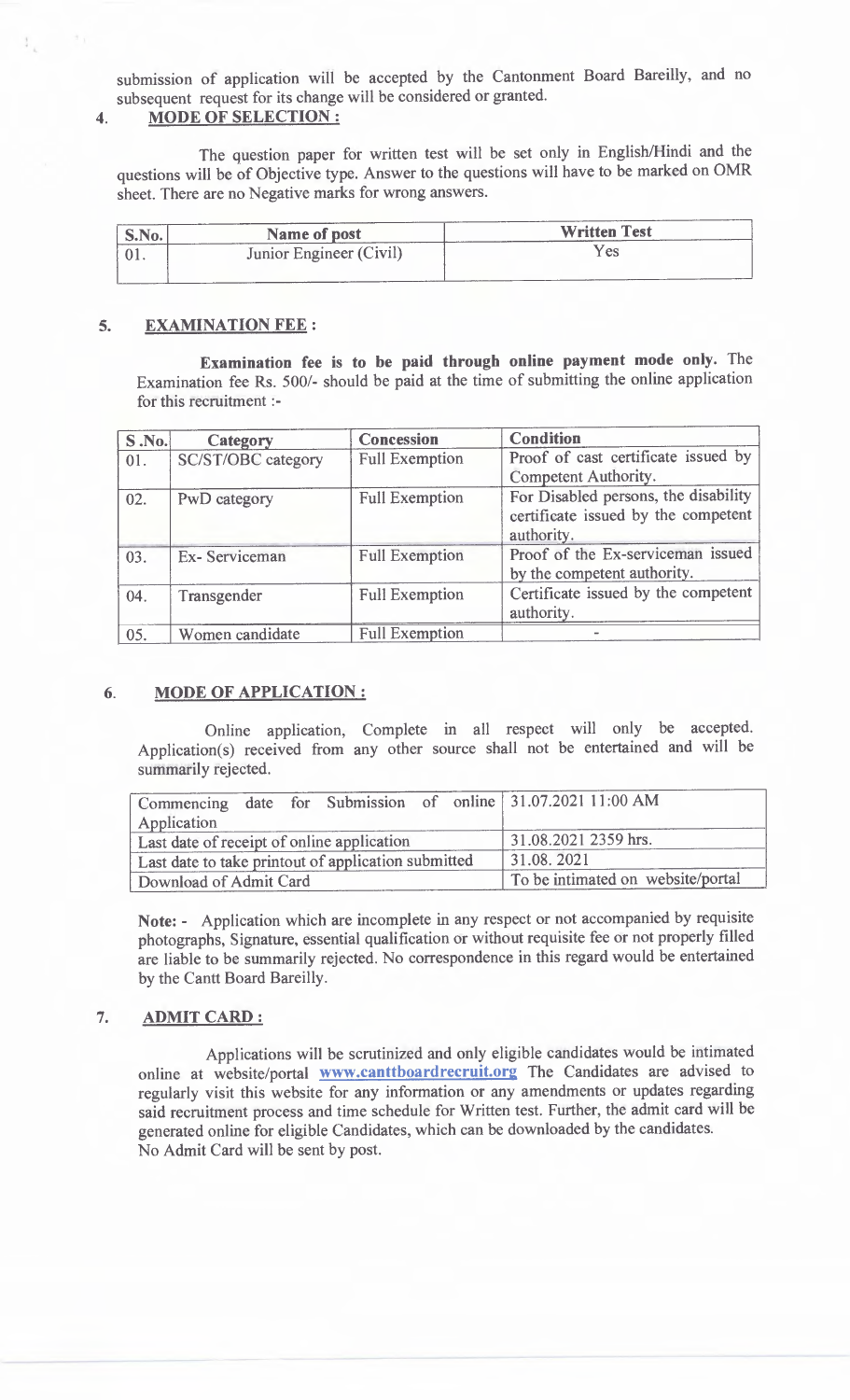submission of application will be accepted by the Cantonment Board Bareilly, and no subsequent request for its change will be considered or granted.

## 4. MODE OF SELECTION :

The question paper for written test will be set only in English/Hindi and the questions will be of Objective type. Answer to the questions will have to be marked on OMR sheet. There are no Negative marks for wrong answers.

| S.No. | Name of post | Written Test |
|---|---|---|
| 01. | Junior Engineer (Civil) | Yes |

## 5. EXAMINATION FEE :

**Examination fee is to be paid through online payment mode only.** The Examination fee Rs. 500/- should be paid at the time of submitting the online application for this recruitment :-

| S .No. | Category | Concession | Condition |
|---|---|---|---|
| 01. | SC/ST/OBC category | Full Exemption | Proof of cast certificate issued by Competent Authority. |
| 02. | PwD category | Full Exemption | For Disabled persons, the disability certificate issued by the competent authority. |
| 03. | Ex- Serviceman | Full Exemption | Proof of the Ex-serviceman issued by the competent authority. |
| 04. | Transgender | Full Exemption | Certificate issued by the competent authority. |
| 05. | Women candidate | Full Exemption | - |

## 6. MODE OF APPLICATION :

Online application, Complete in all respect will only be accepted. Application(s) received from any other source shall not be entertained and will be summarily rejected.

| | |
|---|---|
| Commencing date for Submission of online Application | 31.07.2021 11:00 AM |
| Last date of receipt of online application | 31.08.2021 2359 hrs. |
| Last date to take printout of application submitted | 31.08. 2021 |
| Download of Admit Card | To be intimated on website/portal |

**Note: -** Application which are incomplete in any respect or not accompanied by requisite photographs, Signature, essential qualification or without requisite fee or not properly filled are liable to be summarily rejected. No correspondence in this regard would be entertained by the Cantt Board Bareilly.

## 7. ADMIT CARD :

Applications will be scrutinized and only eligible candidates would be intimated online at website/portal www.canttboardrecruit.org The Candidates are advised to regularly visit this website for any information or any amendments or updates regarding said recruitment process and time schedule for Written test. Further, the admit card will be generated online for eligible Candidates, which can be downloaded by the candidates. No Admit Card will be sent by post.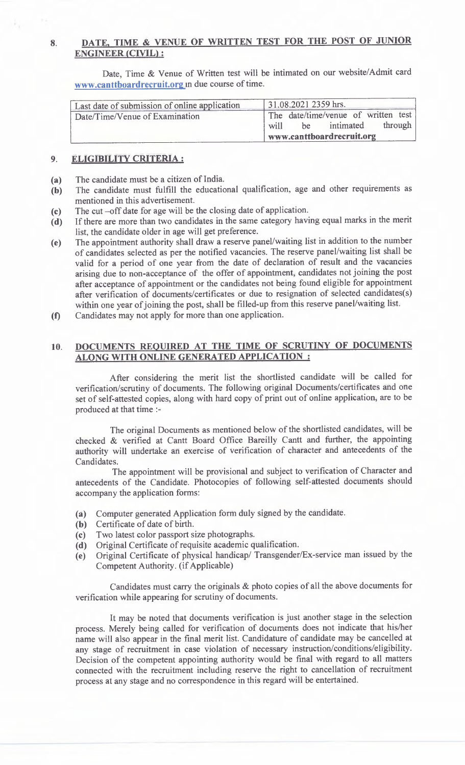## 8. DATE, TIME & VENUE OF WRITTEN TEST FOR THE POST OF JUNIOR ENGINEER (CIVIL) :

Date, Time & Venue of Written test will be intimated on our website/Admit card **www.canttboardrecruit.org** in due course of time.

| Last date of submission of online application | 31.08.2021 2359 hrs. |
|---|---|
| Date/Time/Venue of Examination | The date/time/venue of written test will be intimated through **www.canttboardrecruit.org** |

## 9. ELIGIBILITY CRITERIA :

**(a)** The candidate must be a citizen of India.

**(b)** The candidate must fulfill the educational qualification, age and other requirements as mentioned in this advertisement.

**(c)** The cut –off date for age will be the closing date of application.

**(d)** If there are more than two candidates in the same category having equal marks in the merit list, the candidate older in age will get preference.

**(e)** The appointment authority shall draw a reserve panel/waiting list in addition to the number of candidates selected as per the notified vacancies. The reserve panel/waiting list shall be valid for a period of one year from the date of declaration of result and the vacancies arising due to non-acceptance of the offer of appointment, candidates not joining the post after acceptance of appointment or the candidates not being found eligible for appointment after verification of documents/certificates or due to resignation of selected candidates(s) within one year of joining the post, shall be filled-up from this reserve panel/waiting list.

**(f)** Candidates may not apply for more than one application.

## 10. DOCUMENTS REQUIRED AT THE TIME OF SCRUTINY OF DOCUMENTS ALONG WITH ONLINE GENERATED APPLICATION :

After considering the merit list the shortlisted candidate will be called for verification/scrutiny of documents. The following original Documents/certificates and one set of self-attested copies, along with hard copy of print out of online application, are to be produced at that time :-

The original Documents as mentioned below of the shortlisted candidates, will be checked & verified at Cantt Board Office Bareilly Cantt and further, the appointing authority will undertake an exercise of verification of character and antecedents of the Candidates.

The appointment will be provisional and subject to verification of Character and antecedents of the Candidate. Photocopies of following self-attested documents should accompany the application forms:

**(a)** Computer generated Application form duly signed by the candidate.

**(b)** Certificate of date of birth.

**(c)** Two latest color passport size photographs.

**(d)** Original Certificate of requisite academic qualification.

**(e)** Original Certificate of physical handicap/ Transgender/Ex-service man issued by the Competent Authority. (if Applicable)

Candidates must carry the originals & photo copies of all the above documents for verification while appearing for scrutiny of documents.

It may be noted that documents verification is just another stage in the selection process. Merely being called for verification of documents does not indicate that his/her name will also appear in the final merit list. Candidature of candidate may be cancelled at any stage of recruitment in case violation of necessary instruction/conditions/eligibility. Decision of the competent appointing authority would be final with regard to all matters connected with the recruitment including reserve the right to cancellation of recruitment process at any stage and no correspondence in this regard will be entertained.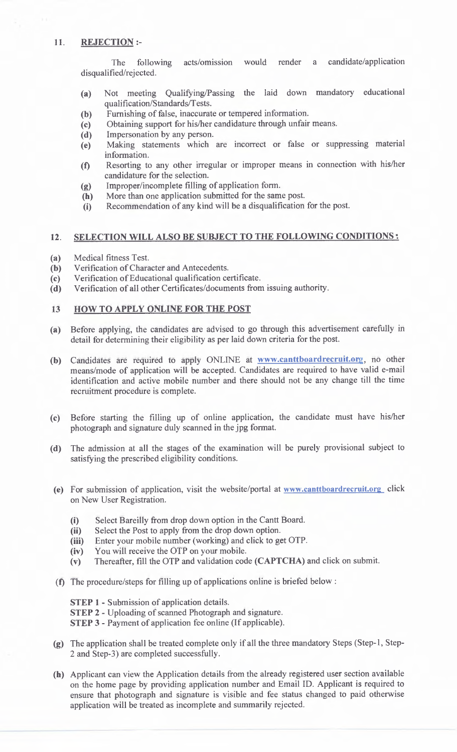## 11. **REJECTION :-**

The following acts/omission would render a candidate/application disqualified/rejected.

- **(a)** Not meeting Qualifying/Passing the laid down mandatory educational qualification/Standards/Tests.
- **(b)** Furnishing of false, inaccurate or tempered information.
- **(c)** Obtaining support for his/her candidature through unfair means.
- **(d)** Impersonation by any person.
- **(e)** Making statements which are incorrect or false or suppressing material information.
- **(f)** Resorting to any other irregular or improper means in connection with his/her candidature for the selection.
- **(g)** Improper/incomplete filling of application form.
- **(h)** More than one application submitted for the same post.
- **(i)** Recommendation of any kind will be a disqualification for the post.

## 12. **SELECTION WILL ALSO BE SUBJECT TO THE FOLLOWING CONDITIONS :**

- **(a)** Medical fitness Test.
- **(b)** Verification of Character and Antecedents.
- **(c)** Verification of Educational qualification certificate.
- **(d)** Verification of all other Certificates/documents from issuing authority.

## 13 **HOW TO APPLY ONLINE FOR THE POST**

**(a)** Before applying, the candidates are advised to go through this advertisement carefully in detail for determining their eligibility as per laid down criteria for the post.

**(b)** Candidates are required to apply ONLINE at **www.canttboardrecruit.org**, no other means/mode of application will be accepted. Candidates are required to have valid e-mail identification and active mobile number and there should not be any change till the time recruitment procedure is complete.

**(c)** Before starting the filling up of online application, the candidate must have his/her photograph and signature duly scanned in the jpg format.

**(d)** The admission at all the stages of the examination will be purely provisional subject to satisfying the prescribed eligibility conditions.

**(e)** For submission of application, visit the website/portal at **www.canttboardrecruit.org** click on New User Registration.

- **(i)** Select Bareilly from drop down option in the Cantt Board.
- **(ii)** Select the Post to apply from the drop down option.
- **(iii)** Enter your mobile number (working) and click to get OTP.
- **(iv)** You will receive the OTP on your mobile.
- **(v)** Thereafter, fill the OTP and validation code **(CAPTCHA)** and click on submit.

**(f)** The procedure/steps for filling up of applications online is briefed below :

**STEP 1 -** Submission of application details.
**STEP 2 -** Uploading of scanned Photograph and signature.
**STEP 3 -** Payment of application fee online (If applicable).

**(g)** The application shall be treated complete only if all the three mandatory Steps (Step-1, Step-2 and Step-3) are completed successfully.

**(h)** Applicant can view the Application details from the already registered user section available on the home page by providing application number and Email ID. Applicant is required to ensure that photograph and signature is visible and fee status changed to paid otherwise application will be treated as incomplete and summarily rejected.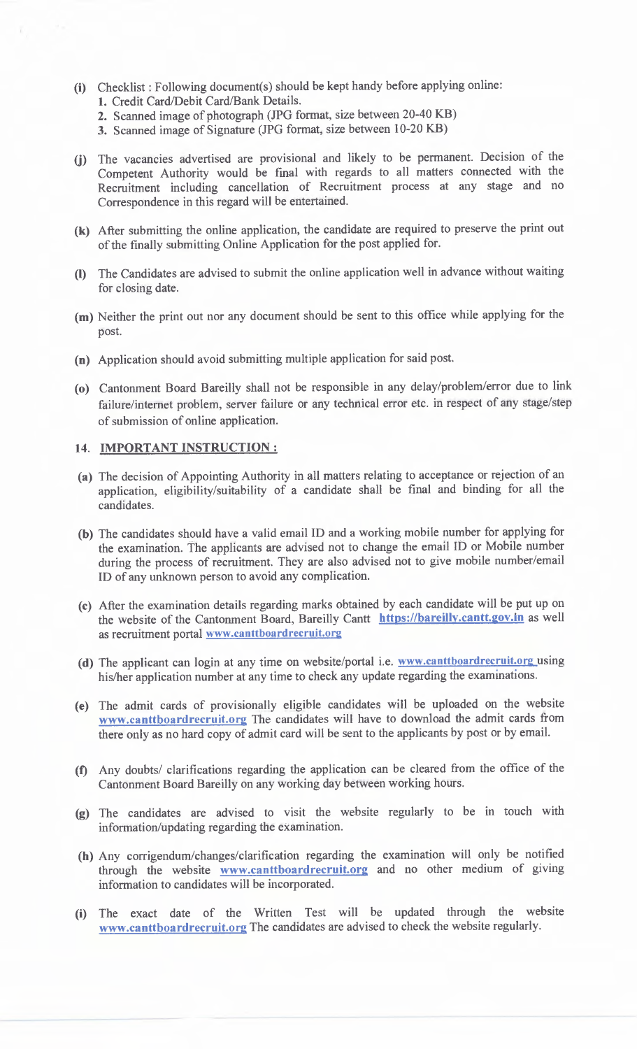**(i)** Checklist : Following document(s) should be kept handy before applying online:

1. Credit Card/Debit Card/Bank Details.
2. Scanned image of photograph (JPG format, size between 20-40 KB)
3. Scanned image of Signature (JPG format, size between 10-20 KB)

**(j)** The vacancies advertised are provisional and likely to be permanent. Decision of the Competent Authority would be final with regards to all matters connected with the Recruitment including cancellation of Recruitment process at any stage and no Correspondence in this regard will be entertained.

**(k)** After submitting the online application, the candidate are required to preserve the print out of the finally submitting Online Application for the post applied for.

**(l)** The Candidates are advised to submit the online application well in advance without waiting for closing date.

**(m)** Neither the print out nor any document should be sent to this office while applying for the post.

**(n)** Application should avoid submitting multiple application for said post.

**(o)** Cantonment Board Bareilly shall not be responsible in any delay/problem/error due to link failure/internet problem, server failure or any technical error etc. in respect of any stage/step of submission of online application.

## 14. IMPORTANT INSTRUCTION :

**(a)** The decision of Appointing Authority in all matters relating to acceptance or rejection of an application, eligibility/suitability of a candidate shall be final and binding for all the candidates.

**(b)** The candidates should have a valid email ID and a working mobile number for applying for the examination. The applicants are advised not to change the email ID or Mobile number during the process of recruitment. They are also advised not to give mobile number/email ID of any unknown person to avoid any complication.

**(c)** After the examination details regarding marks obtained by each candidate will be put up on the website of the Cantonment Board, Bareilly Cantt **https://bareilly.cantt.gov.in** as well as recruitment portal **www.canttboardrecruit.org**

**(d)** The applicant can login at any time on website/portal i.e. **www.canttboardrecruit.org** using his/her application number at any time to check any update regarding the examinations.

**(e)** The admit cards of provisionally eligible candidates will be uploaded on the website **www.canttboardrecruit.org** The candidates will have to download the admit cards from there only as no hard copy of admit card will be sent to the applicants by post or by email.

**(f)** Any doubts/ clarifications regarding the application can be cleared from the office of the Cantonment Board Bareilly on any working day between working hours.

**(g)** The candidates are advised to visit the website regularly to be in touch with information/updating regarding the examination.

**(h)** Any corrigendum/changes/clarification regarding the examination will only be notified through the website **www.canttboardrecruit.org** and no other medium of giving information to candidates will be incorporated.

**(i)** The exact date of the Written Test will be updated through the website **www.canttboardrecruit.org** The candidates are advised to check the website regularly.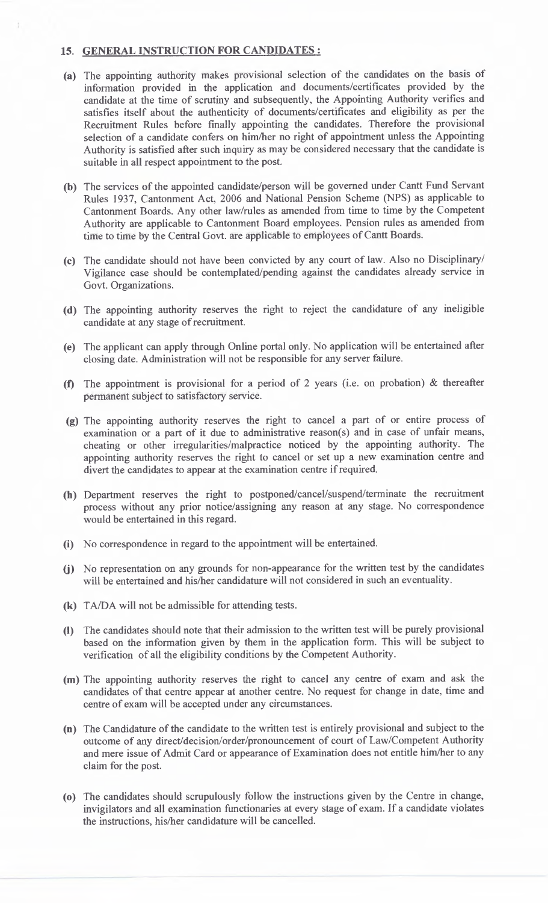## 15. GENERAL INSTRUCTION FOR CANDIDATES :

**(a)** The appointing authority makes provisional selection of the candidates on the basis of information provided in the application and documents/certificates provided by the candidate at the time of scrutiny and subsequently, the Appointing Authority verifies and satisfies itself about the authenticity of documents/certificates and eligibility as per the Recruitment Rules before finally appointing the candidates. Therefore the provisional selection of a candidate confers on him/her no right of appointment unless the Appointing Authority is satisfied after such inquiry as may be considered necessary that the candidate is suitable in all respect appointment to the post.

**(b)** The services of the appointed candidate/person will be governed under Cantt Fund Servant Rules 1937, Cantonment Act, 2006 and National Pension Scheme (NPS) as applicable to Cantonment Boards. Any other law/rules as amended from time to time by the Competent Authority are applicable to Cantonment Board employees. Pension rules as amended from time to time by the Central Govt. are applicable to employees of Cantt Boards.

**(c)** The candidate should not have been convicted by any court of law. Also no Disciplinary/ Vigilance case should be contemplated/pending against the candidates already service in Govt. Organizations.

**(d)** The appointing authority reserves the right to reject the candidature of any ineligible candidate at any stage of recruitment.

**(e)** The applicant can apply through Online portal only. No application will be entertained after closing date. Administration will not be responsible for any server failure.

**(f)** The appointment is provisional for a period of 2 years (i.e. on probation) & thereafter permanent subject to satisfactory service.

**(g)** The appointing authority reserves the right to cancel a part of or entire process of examination or a part of it due to administrative reason(s) and in case of unfair means, cheating or other irregularities/malpractice noticed by the appointing authority. The appointing authority reserves the right to cancel or set up a new examination centre and divert the candidates to appear at the examination centre if required.

**(h)** Department reserves the right to postponed/cancel/suspend/terminate the recruitment process without any prior notice/assigning any reason at any stage. No correspondence would be entertained in this regard.

**(i)** No correspondence in regard to the appointment will be entertained.

**(j)** No representation on any grounds for non-appearance for the written test by the candidates will be entertained and his/her candidature will not considered in such an eventuality.

**(k)** TA/DA will not be admissible for attending tests.

**(l)** The candidates should note that their admission to the written test will be purely provisional based on the information given by them in the application form. This will be subject to verification of all the eligibility conditions by the Competent Authority.

**(m)** The appointing authority reserves the right to cancel any centre of exam and ask the candidates of that centre appear at another centre. No request for change in date, time and centre of exam will be accepted under any circumstances.

**(n)** The Candidature of the candidate to the written test is entirely provisional and subject to the outcome of any direct/decision/order/pronouncement of court of Law/Competent Authority and mere issue of Admit Card or appearance of Examination does not entitle him/her to any claim for the post.

**(o)** The candidates should scrupulously follow the instructions given by the Centre in change, invigilators and all examination functionaries at every stage of exam. If a candidate violates the instructions, his/her candidature will be cancelled.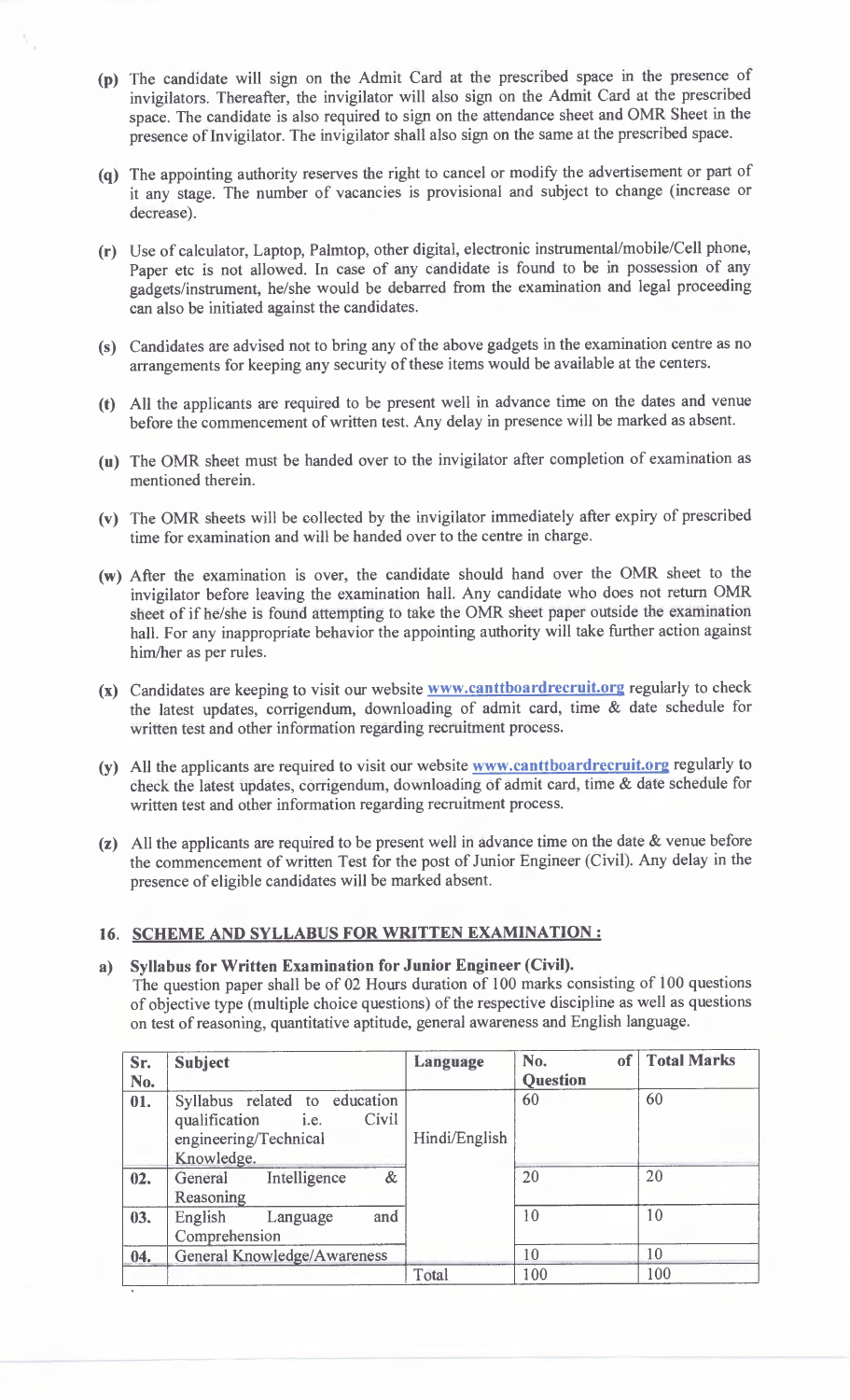**(p)** The candidate will sign on the Admit Card at the prescribed space in the presence of invigilators. Thereafter, the invigilator will also sign on the Admit Card at the prescribed space. The candidate is also required to sign on the attendance sheet and OMR Sheet in the presence of Invigilator. The invigilator shall also sign on the same at the prescribed space.

**(q)** The appointing authority reserves the right to cancel or modify the advertisement or part of it any stage. The number of vacancies is provisional and subject to change (increase or decrease).

**(r)** Use of calculator, Laptop, Palmtop, other digital, electronic instrumental/mobile/Cell phone, Paper etc is not allowed. In case of any candidate is found to be in possession of any gadgets/instrument, he/she would be debarred from the examination and legal proceeding can also be initiated against the candidates.

**(s)** Candidates are advised not to bring any of the above gadgets in the examination centre as no arrangements for keeping any security of these items would be available at the centers.

**(t)** All the applicants are required to be present well in advance time on the dates and venue before the commencement of written test. Any delay in presence will be marked as absent.

**(u)** The OMR sheet must be handed over to the invigilator after completion of examination as mentioned therein.

**(v)** The OMR sheets will be collected by the invigilator immediately after expiry of prescribed time for examination and will be handed over to the centre in charge.

**(w)** After the examination is over, the candidate should hand over the OMR sheet to the invigilator before leaving the examination hall. Any candidate who does not return OMR sheet of if he/she is found attempting to take the OMR sheet paper outside the examination hall. For any inappropriate behavior the appointing authority will take further action against him/her as per rules.

**(x)** Candidates are keeping to visit our website www.canttboardrecruit.org regularly to check the latest updates, corrigendum, downloading of admit card, time & date schedule for written test and other information regarding recruitment process.

**(y)** All the applicants are required to visit our website www.canttboardrecruit.org regularly to check the latest updates, corrigendum, downloading of admit card, time & date schedule for written test and other information regarding recruitment process.

**(z)** All the applicants are required to be present well in advance time on the date & venue before the commencement of written Test for the post of Junior Engineer (Civil). Any delay in the presence of eligible candidates will be marked absent.

## 16. SCHEME AND SYLLABUS FOR WRITTEN EXAMINATION :

**a) Syllabus for Written Examination for Junior Engineer (Civil).**

The question paper shall be of 02 Hours duration of 100 marks consisting of 100 questions of objective type (multiple choice questions) of the respective discipline as well as questions on test of reasoning, quantitative aptitude, general awareness and English language.

| Sr. No. | Subject | Language | No. of Question | Total Marks |
|---|---|---|---|---|
| 01. | Syllabus related to education qualification i.e. Civil engineering/Technical Knowledge. | Hindi/English | 60 | 60 |
| 02. | General Intelligence & Reasoning | | 20 | 20 |
| 03. | English Language and Comprehension | | 10 | 10 |
| 04. | General Knowledge/Awareness | | 10 | 10 |
| | | Total | 100 | 100 |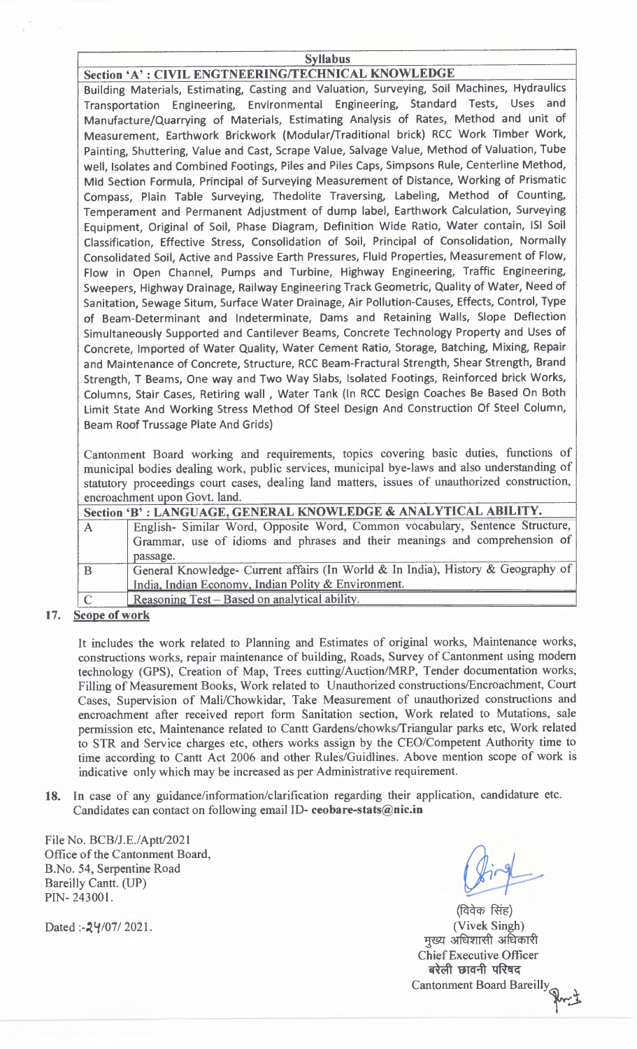## Syllabus

### Section 'A' : CIVIL ENGTNEERING/TECHNICAL KNOWLEDGE

Building Materials, Estimating, Casting and Valuation, Surveying, Soil Machines, Hydraulics Transportation Engineering, Environmental Engineering, Standard Tests, Uses and Manufacture/Quarrying of Materials, Estimating Analysis of Rates, Method and unit of Measurement, Earthwork Brickwork (Modular/Traditional brick) RCC Work Timber Work, Painting, Shuttering, Value and Cast, Scrape Value, Salvage Value, Method of Valuation, Tube well, Isolates and Combined Footings, Piles and Piles Caps, Simpsons Rule, Centerline Method, Mid Section Formula, Principal of Surveying Measurement of Distance, Working of Prismatic Compass, Plain Table Surveying, Thedolite Traversing, Labeling, Method of Counting, Temperament and Permanent Adjustment of dump label, Earthwork Calculation, Surveying Equipment, Original of Soil, Phase Diagram, Definition Wide Ratio, Water contain, ISI Soil Classification, Effective Stress, Consolidation of Soil, Principal of Consolidation, Normally Consolidated Soil, Active and Passive Earth Pressures, Fluid Properties, Measurement of Flow, Flow in Open Channel, Pumps and Turbine, Highway Engineering, Traffic Engineering, Sweepers, Highway Drainage, Railway Engineering Track Geometric, Quality of Water, Need of Sanitation, Sewage Situm, Surface Water Drainage, Air Pollution-Causes, Effects, Control, Type of Beam-Determinant and Indeterminate, Dams and Retaining Walls, Slope Deflection Simultaneously Supported and Cantilever Beams, Concrete Technology Property and Uses of Concrete, Imported of Water Quality, Water Cement Ratio, Storage, Batching, Mixing, Repair and Maintenance of Concrete, Structure, RCC Beam-Fractural Strength, Shear Strength, Brand Strength, T Beams, One way and Two Way Slabs, Isolated Footings, Reinforced brick Works, Columns, Stair Cases, Retiring wall , Water Tank (In RCC Design Coaches Be Based On Both Limit State And Working Stress Method Of Steel Design And Construction Of Steel Column, Beam Roof Trussage Plate And Grids)

Cantonment Board working and requirements, topics covering basic duties, functions of municipal bodies dealing work, public services, municipal bye-laws and also understanding of statutory proceedings court cases, dealing land matters, issues of unauthorized construction, encroachment upon Govt. land.

### Section 'B' : LANGUAGE, GENERAL KNOWLEDGE & ANALYTICAL ABILITY.

| | |
|---|---|
| A | English- Similar Word, Opposite Word, Common vocabulary, Sentence Structure, Grammar, use of idioms and phrases and their meanings and comprehension of passage. |
| B | General Knowledge- Current affairs (In World & In India), History & Geography of India, Indian Economy, Indian Polity & Environment. |
| C | Reasoning Test – Based on analytical ability. |

**17. Scope of work**

It includes the work related to Planning and Estimates of original works, Maintenance works, constructions works, repair maintenance of building, Roads, Survey of Cantonment using modern technology (GPS), Creation of Map, Trees cutting/Auction/MRP, Tender documentation works, Filling of Measurement Books, Work related to Unauthorized constructions/Encroachment, Court Cases, Supervision of Mali/Chowkidar, Take Measurement of unauthorized constructions and encroachment after received report form Sanitation section, Work related to Mutations, sale permission etc, Maintenance related to Cantt Gardens/chowks/Triangular parks etc, Work related to STR and Service charges etc, others works assign by the CEO/Competent Authority time to time according to Cantt Act 2006 and other Rules/Guidlines. Above mention scope of work is indicative only which may be increased as per Administrative requirement.

**18.** In case of any guidance/information/clarification regarding their application, candidature etc. Candidates can contact on following email ID- **ceobare-stats@nic.in**

File No. BCB/J.E./Aptt/2021
Office of the Cantonment Board,
B.No. 54, Serpentine Road
Bareilly Cantt. (UP)
PIN- 243001.

Dated :-24/07/ 2021.

(विवेक सिंह)
(Vivek Singh)
मुख्य अधिशासी अधिकारी
Chief Executive Officer
बरेली छावनी परिषद
Cantonment Board Bareilly